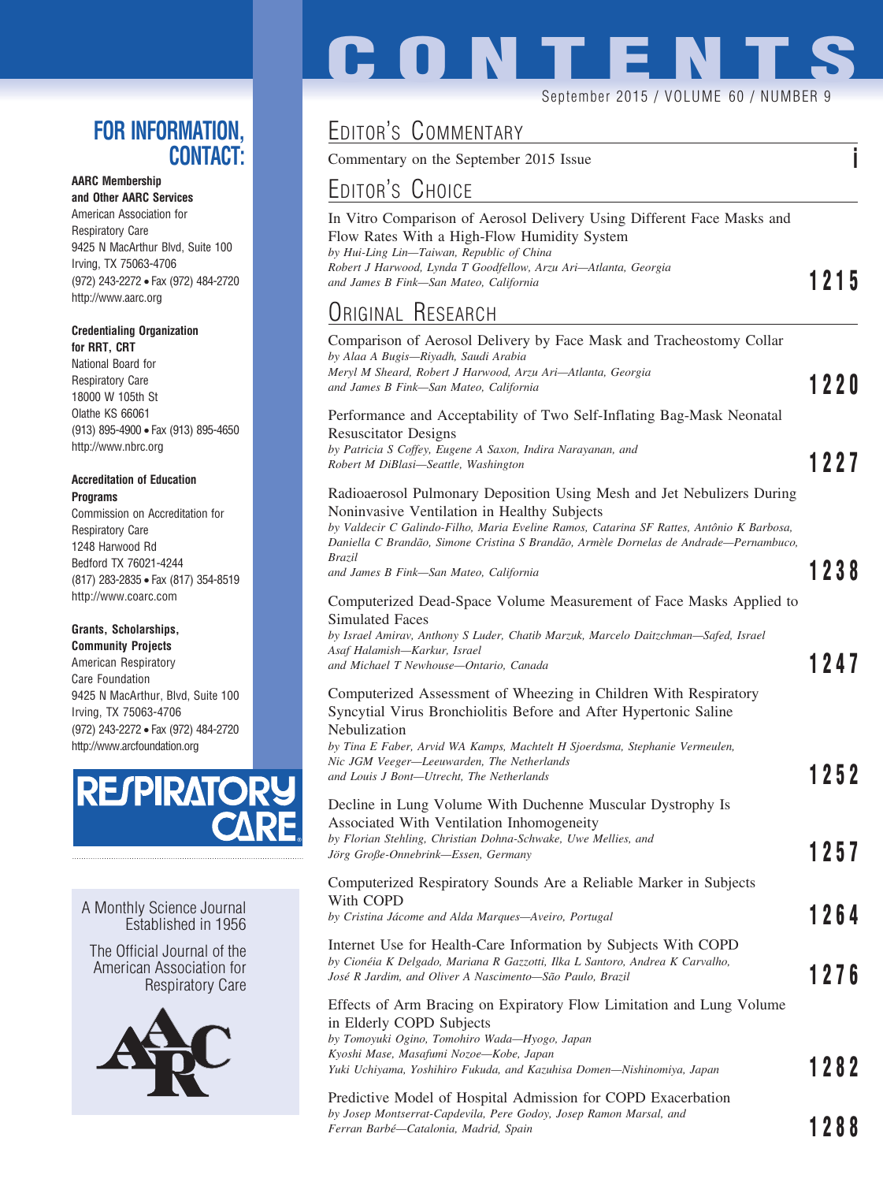# CONTENTS

September 2015 / VOLUME 60 / NUMBER 9

## FOR INFORMATION, CONTACT:

**AARC Membership and Other AARC Services**
American Association for Respiratory Care
9425 N MacArthur Blvd, Suite 100
Irving, TX 75063-4706
(972) 243-2272 • Fax (972) 484-2720
http://www.aarc.org

**Credentialing Organization for RRT, CRT**
National Board for Respiratory Care
18000 W 105th St
Olathe KS 66061
(913) 895-4900 • Fax (913) 895-4650
http://www.nbrc.org

**Accreditation of Education Programs**
Commission on Accreditation for Respiratory Care
1248 Harwood Rd
Bedford TX 76021-4244
(817) 283-2835 • Fax (817) 354-8519
http://www.coarc.com

**Grants, Scholarships, Community Projects**
American Respiratory Care Foundation
9425 N MacArthur, Blvd, Suite 100
Irving, TX 75063-4706
(972) 243-2272 • Fax (972) 484-2720
http://www.arcfoundation.org

RESPIRATORY CARE

A Monthly Science Journal Established in 1956

The Official Journal of the American Association for Respiratory Care

## EDITOR'S COMMENTARY

Commentary on the September 2015 Issue — **i**

## EDITOR'S CHOICE

In Vitro Comparison of Aerosol Delivery Using Different Face Masks and Flow Rates With a High-Flow Humidity System
*by Hui-Ling Lin—Taiwan, Republic of China*
*Robert J Harwood, Lynda T Goodfellow, Arzu Ari—Atlanta, Georgia*
*and James B Fink—San Mateo, California* — **1215**

## ORIGINAL RESEARCH

Comparison of Aerosol Delivery by Face Mask and Tracheostomy Collar
*by Alaa A Bugis—Riyadh, Saudi Arabia*
*Meryl M Sheard, Robert J Harwood, Arzu Ari—Atlanta, Georgia*
*and James B Fink—San Mateo, California* — **1220**

Performance and Acceptability of Two Self-Inflating Bag-Mask Neonatal Resuscitator Designs
*by Patricia S Coffey, Eugene A Saxon, Indira Narayanan, and*
*Robert M DiBlasi—Seattle, Washington* — **1227**

Radioaerosol Pulmonary Deposition Using Mesh and Jet Nebulizers During Noninvasive Ventilation in Healthy Subjects
*by Valdecir C Galindo-Filho, Maria Eveline Ramos, Catarina SF Rattes, Antônio K Barbosa, Daniella C Brandão, Simone Cristina S Brandão, Armèle Dornelas de Andrade—Pernambuco, Brazil*
*and James B Fink—San Mateo, California* — **1238**

Computerized Dead-Space Volume Measurement of Face Masks Applied to Simulated Faces
*by Israel Amirav, Anthony S Luder, Chatib Marzuk, Marcelo Daitzchman—Safed, Israel*
*Asaf Halamish—Karkur, Israel*
*and Michael T Newhouse—Ontario, Canada* — **1247**

Computerized Assessment of Wheezing in Children With Respiratory Syncytial Virus Bronchiolitis Before and After Hypertonic Saline Nebulization
*by Tina E Faber, Arvid WA Kamps, Machtelt H Sjoerdsma, Stephanie Vermeulen, Nic JGM Veeger—Leeuwarden, The Netherlands*
*and Louis J Bont—Utrecht, The Netherlands* — **1252**

Decline in Lung Volume With Duchenne Muscular Dystrophy Is Associated With Ventilation Inhomogeneity
*by Florian Stehling, Christian Dohna-Schwake, Uwe Mellies, and*
*Jörg Große-Onnebrink—Essen, Germany* — **1257**

Computerized Respiratory Sounds Are a Reliable Marker in Subjects With COPD
*by Cristina Jácome and Alda Marques—Aveiro, Portugal* — **1264**

Internet Use for Health-Care Information by Subjects With COPD
*by Cionéia K Delgado, Mariana R Gazzotti, Ilka L Santoro, Andrea K Carvalho,*
*José R Jardim, and Oliver A Nascimento—São Paulo, Brazil* — **1276**

Effects of Arm Bracing on Expiratory Flow Limitation and Lung Volume in Elderly COPD Subjects
*by Tomoyuki Ogino, Tomohiro Wada—Hyogo, Japan*
*Kyoshi Mase, Masafumi Nozoe—Kobe, Japan*
*Yuki Uchiyama, Yoshihiro Fukuda, and Kazuhisa Domen—Nishinomiya, Japan* — **1282**

Predictive Model of Hospital Admission for COPD Exacerbation
*by Josep Montserrat-Capdevila, Pere Godoy, Josep Ramon Marsal, and*
*Ferran Barbé—Catalonia, Madrid, Spain* — **1288**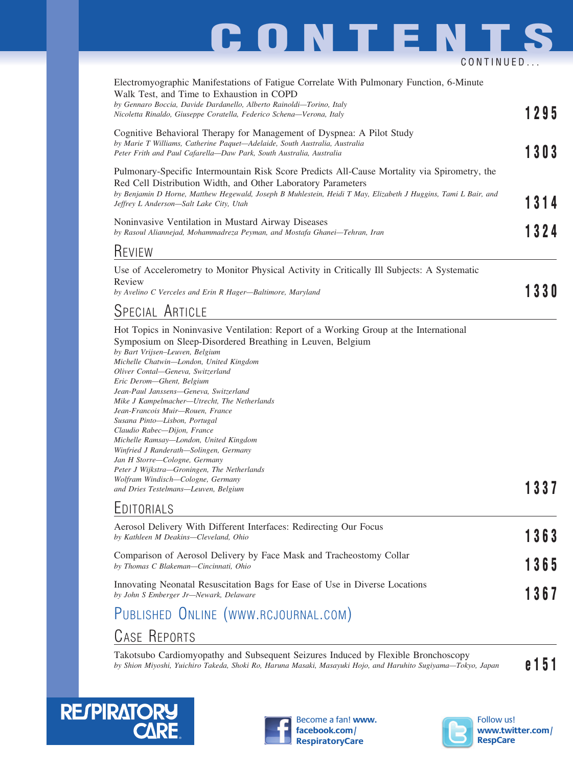# CONTENTS

CONTINUED...

Electromyographic Manifestations of Fatigue Correlate With Pulmonary Function, 6-Minute Walk Test, and Time to Exhaustion in COPD
*by Gennaro Boccia, Davide Dardanello, Alberto Rainoldi—Torino, Italy*
*Nicoletta Rinaldo, Giuseppe Coratella, Federico Schena—Verona, Italy* **1295**

Cognitive Behavioral Therapy for Management of Dyspnea: A Pilot Study
*by Marie T Williams, Catherine Paquet—Adelaide, South Australia, Australia*
*Peter Frith and Paul Cafarella—Daw Park, South Australia, Australia* **1303**

Pulmonary-Specific Intermountain Risk Score Predicts All-Cause Mortality via Spirometry, the Red Cell Distribution Width, and Other Laboratory Parameters
*by Benjamin D Horne, Matthew Hegewald, Joseph B Muhlestein, Heidi T May, Elizabeth J Huggins, Tami L Bair, and Jeffrey L Anderson—Salt Lake City, Utah* **1314**

Noninvasive Ventilation in Mustard Airway Diseases
*by Rasoul Aliannejad, Mohammadreza Peyman, and Mostafa Ghanei—Tehran, Iran* **1324**

## Review

Use of Accelerometry to Monitor Physical Activity in Critically Ill Subjects: A Systematic Review
*by Avelino C Verceles and Erin R Hager—Baltimore, Maryland* **1330**

## Special Article

Hot Topics in Noninvasive Ventilation: Report of a Working Group at the International Symposium on Sleep-Disordered Breathing in Leuven, Belgium
*by Bart Vrijsen–Leuven, Belgium*
*Michelle Chatwin—London, United Kingdom*
*Oliver Contal—Geneva, Switzerland*
*Eric Derom—Ghent, Belgium*
*Jean-Paul Janssens—Geneva, Switzerland*
*Mike J Kampelmacher—Utrecht, The Netherlands*
*Jean-Francois Muir—Rouen, France*
*Susana Pinto—Lisbon, Portugal*
*Claudio Rabec—Dijon, France*
*Michelle Ramsay—London, United Kingdom*
*Winfried J Randerath—Solingen, Germany*
*Jan H Storre—Cologne, Germany*
*Peter J Wijkstra—Groningen, The Netherlands*
*Wolfram Windisch—Cologne, Germany*
*and Dries Testelmans—Leuven, Belgium* **1337**

## Editorials

Aerosol Delivery With Different Interfaces: Redirecting Our Focus
*by Kathleen M Deakins—Cleveland, Ohio* **1363**

Comparison of Aerosol Delivery by Face Mask and Tracheostomy Collar
*by Thomas C Blakeman—Cincinnati, Ohio* **1365**

Innovating Neonatal Resuscitation Bags for Ease of Use in Diverse Locations
*by John S Emberger Jr—Newark, Delaware* **1367**

## Published Online (www.rcjournal.com)

## Case Reports

Takotsubo Cardiomyopathy and Subsequent Seizures Induced by Flexible Bronchoscopy
*by Shion Miyoshi, Yuichiro Takeda, Shoki Ro, Haruna Masaki, Masayuki Hojo, and Haruhito Sugiyama—Tokyo, Japan* **e151**

RESPIRATORY CARE

Become a fan! www.facebook.com/RespiratoryCare

Follow us! www.twitter.com/RespCare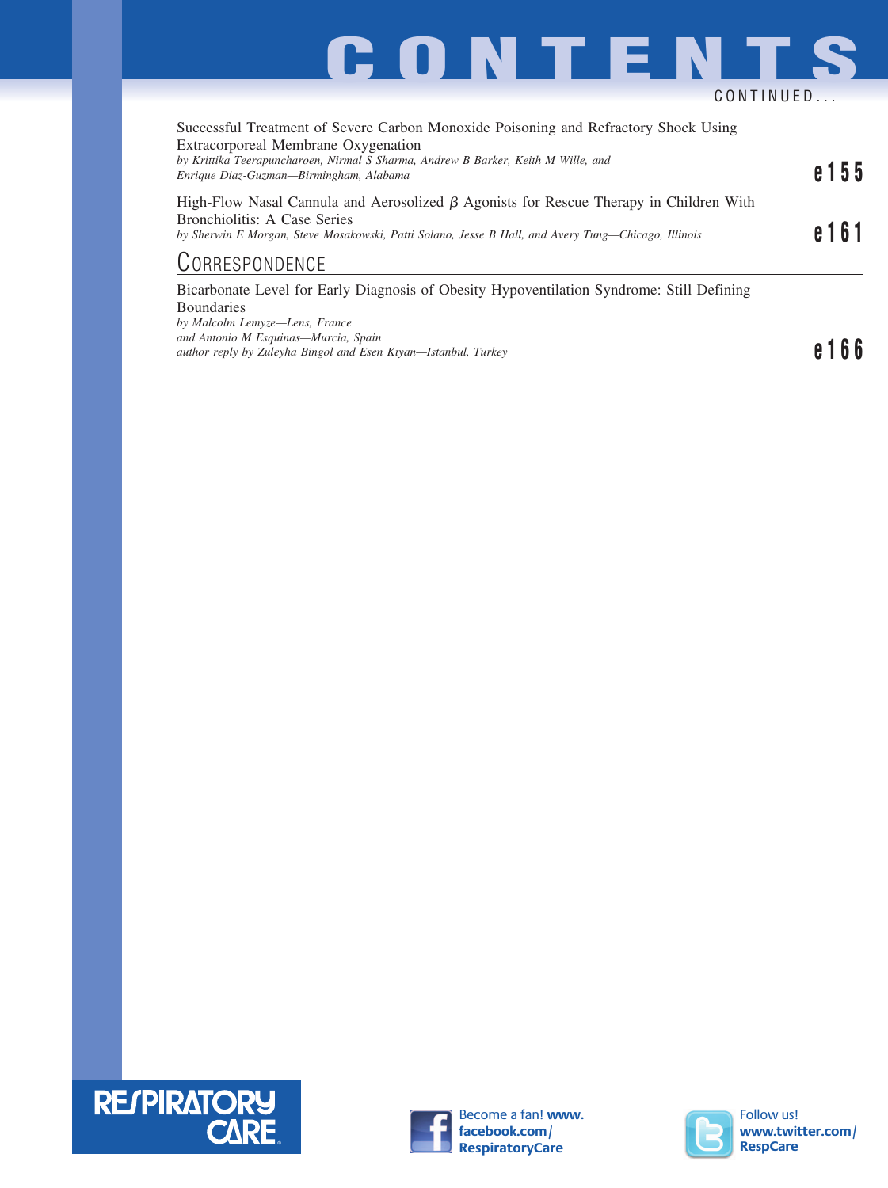# CONTENTS

CONTINUED...

Successful Treatment of Severe Carbon Monoxide Poisoning and Refractory Shock Using Extracorporeal Membrane Oxygenation
*by Krittika Teerapuncharoen, Nirmal S Sharma, Andrew B Barker, Keith M Wille, and Enrique Diaz-Guzman—Birmingham, Alabama*
**e155**

High-Flow Nasal Cannula and Aerosolized β Agonists for Rescue Therapy in Children With Bronchiolitis: A Case Series
*by Sherwin E Morgan, Steve Mosakowski, Patti Solano, Jesse B Hall, and Avery Tung—Chicago, Illinois*
**e161**

## CORRESPONDENCE

Bicarbonate Level for Early Diagnosis of Obesity Hypoventilation Syndrome: Still Defining Boundaries
*by Malcolm Lemyze—Lens, France*
*and Antonio M Esquinas—Murcia, Spain*
*author reply by Zuleyha Bingol and Esen Kıyan—Istanbul, Turkey*
**e166**

RESPIRATORY CARE

Become a fan! www.facebook.com/RespiratoryCare

Follow us! www.twitter.com/RespCare